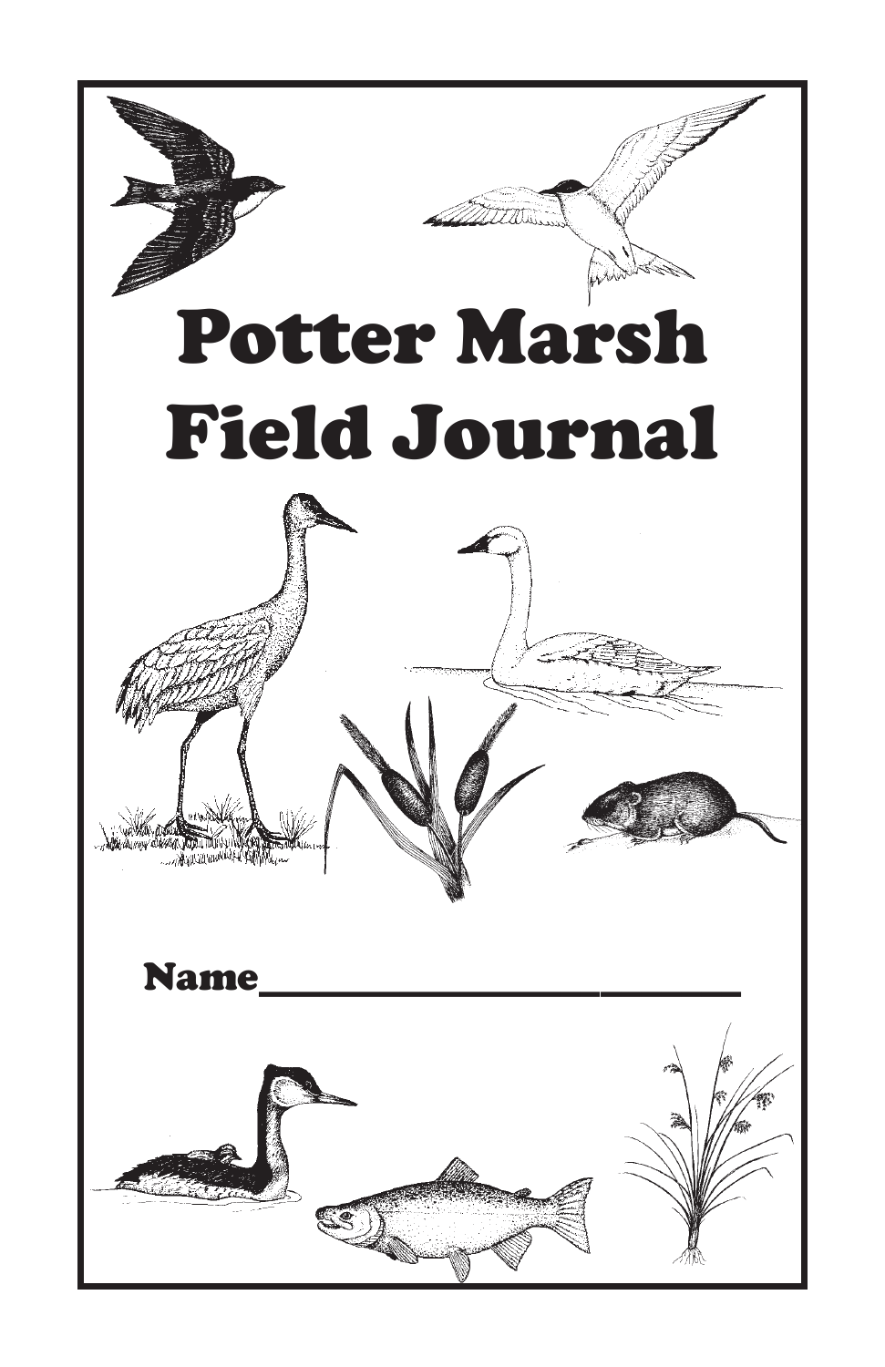# Potter Marsh Field Journal

Name______________________________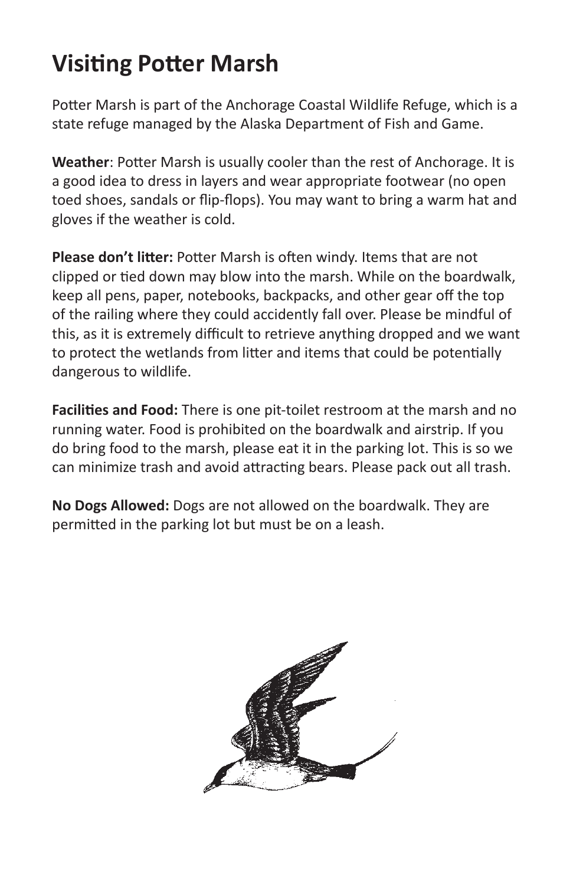# Visiting Potter Marsh

Potter Marsh is part of the Anchorage Coastal Wildlife Refuge, which is a state refuge managed by the Alaska Department of Fish and Game.

**Weather**: Potter Marsh is usually cooler than the rest of Anchorage. It is a good idea to dress in layers and wear appropriate footwear (no open toed shoes, sandals or flip-flops). You may want to bring a warm hat and gloves if the weather is cold.

**Please don't litter:** Potter Marsh is often windy. Items that are not clipped or tied down may blow into the marsh. While on the boardwalk, keep all pens, paper, notebooks, backpacks, and other gear off the top of the railing where they could accidently fall over. Please be mindful of this, as it is extremely difficult to retrieve anything dropped and we want to protect the wetlands from litter and items that could be potentially dangerous to wildlife.

**Facilities and Food:** There is one pit-toilet restroom at the marsh and no running water. Food is prohibited on the boardwalk and airstrip. If you do bring food to the marsh, please eat it in the parking lot. This is so we can minimize trash and avoid attracting bears. Please pack out all trash.

**No Dogs Allowed:** Dogs are not allowed on the boardwalk. They are permitted in the parking lot but must be on a leash.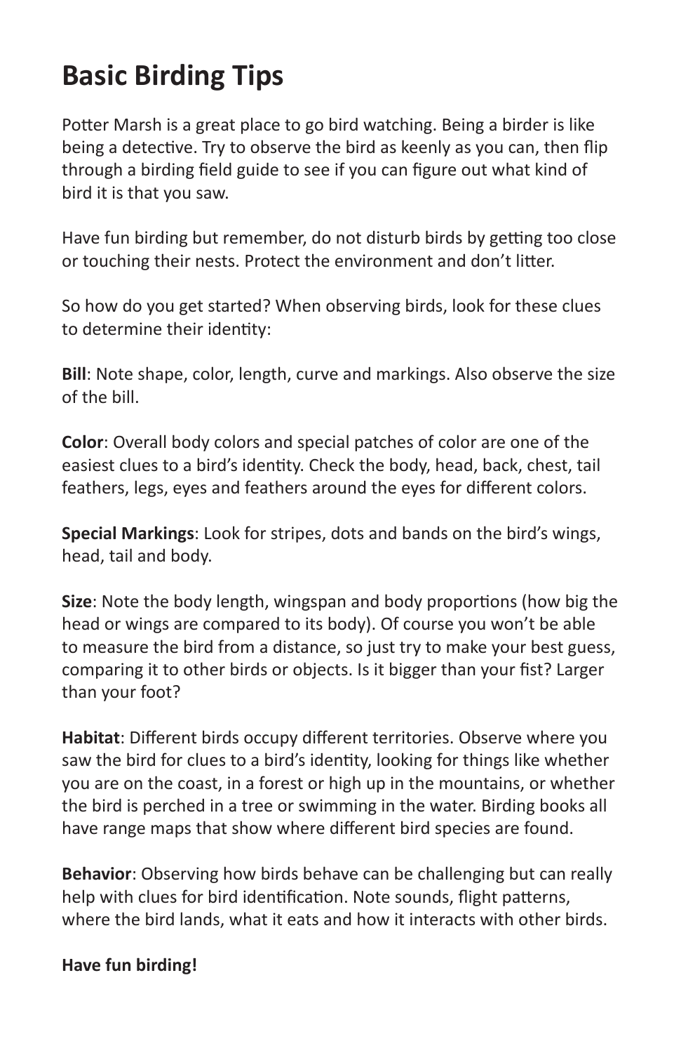# Basic Birding Tips

Potter Marsh is a great place to go bird watching. Being a birder is like being a detective. Try to observe the bird as keenly as you can, then flip through a birding field guide to see if you can figure out what kind of bird it is that you saw.

Have fun birding but remember, do not disturb birds by getting too close or touching their nests. Protect the environment and don't litter.

So how do you get started? When observing birds, look for these clues to determine their identity:

**Bill**: Note shape, color, length, curve and markings. Also observe the size of the bill.

**Color**: Overall body colors and special patches of color are one of the easiest clues to a bird's identity. Check the body, head, back, chest, tail feathers, legs, eyes and feathers around the eyes for different colors.

**Special Markings**: Look for stripes, dots and bands on the bird's wings, head, tail and body.

**Size**: Note the body length, wingspan and body proportions (how big the head or wings are compared to its body). Of course you won't be able to measure the bird from a distance, so just try to make your best guess, comparing it to other birds or objects. Is it bigger than your fist? Larger than your foot?

**Habitat**: Different birds occupy different territories. Observe where you saw the bird for clues to a bird's identity, looking for things like whether you are on the coast, in a forest or high up in the mountains, or whether the bird is perched in a tree or swimming in the water. Birding books all have range maps that show where different bird species are found.

**Behavior**: Observing how birds behave can be challenging but can really help with clues for bird identification. Note sounds, flight patterns, where the bird lands, what it eats and how it interacts with other birds.

**Have fun birding!**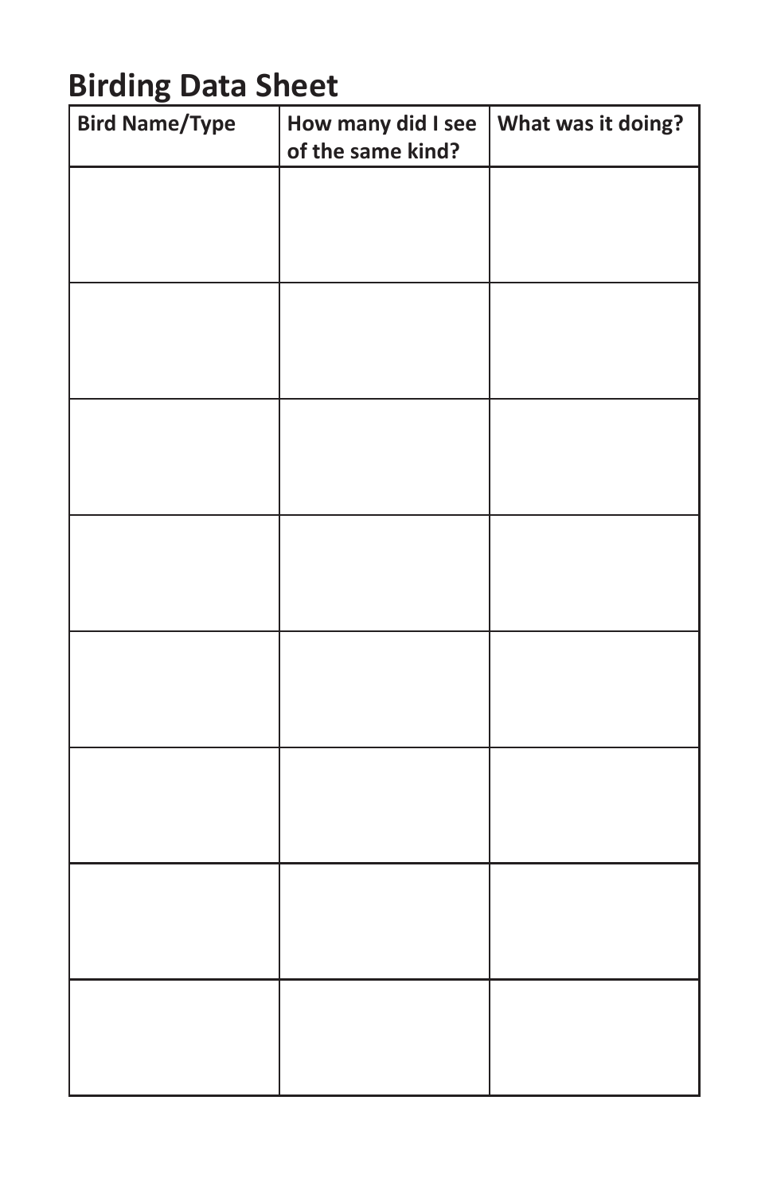## Birding Data Sheet

| Bird Name/Type | How many did I see of the same kind? | What was it doing? |
|---|---|---|
| | | |
| | | |
| | | |
| | | |
| | | |
| | | |
| | | |
| | | |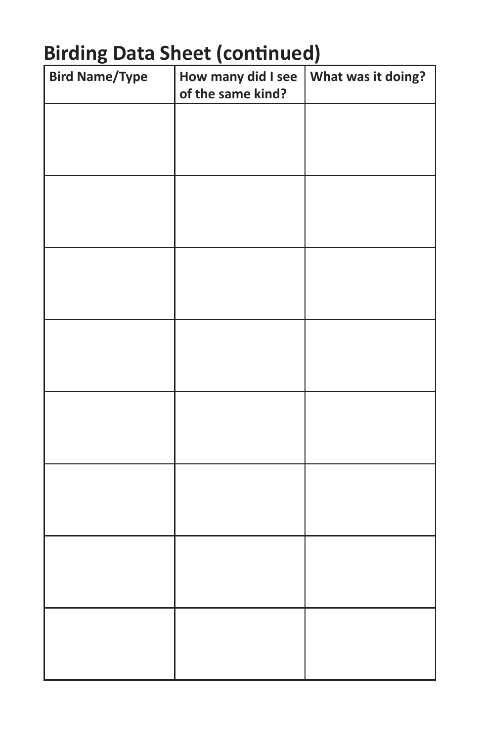## Birding Data Sheet (continued)

| Bird Name/Type | How many did I see of the same kind? | What was it doing? |
|---|---|---|
| | | |
| | | |
| | | |
| | | |
| | | |
| | | |
| | | |
| | | |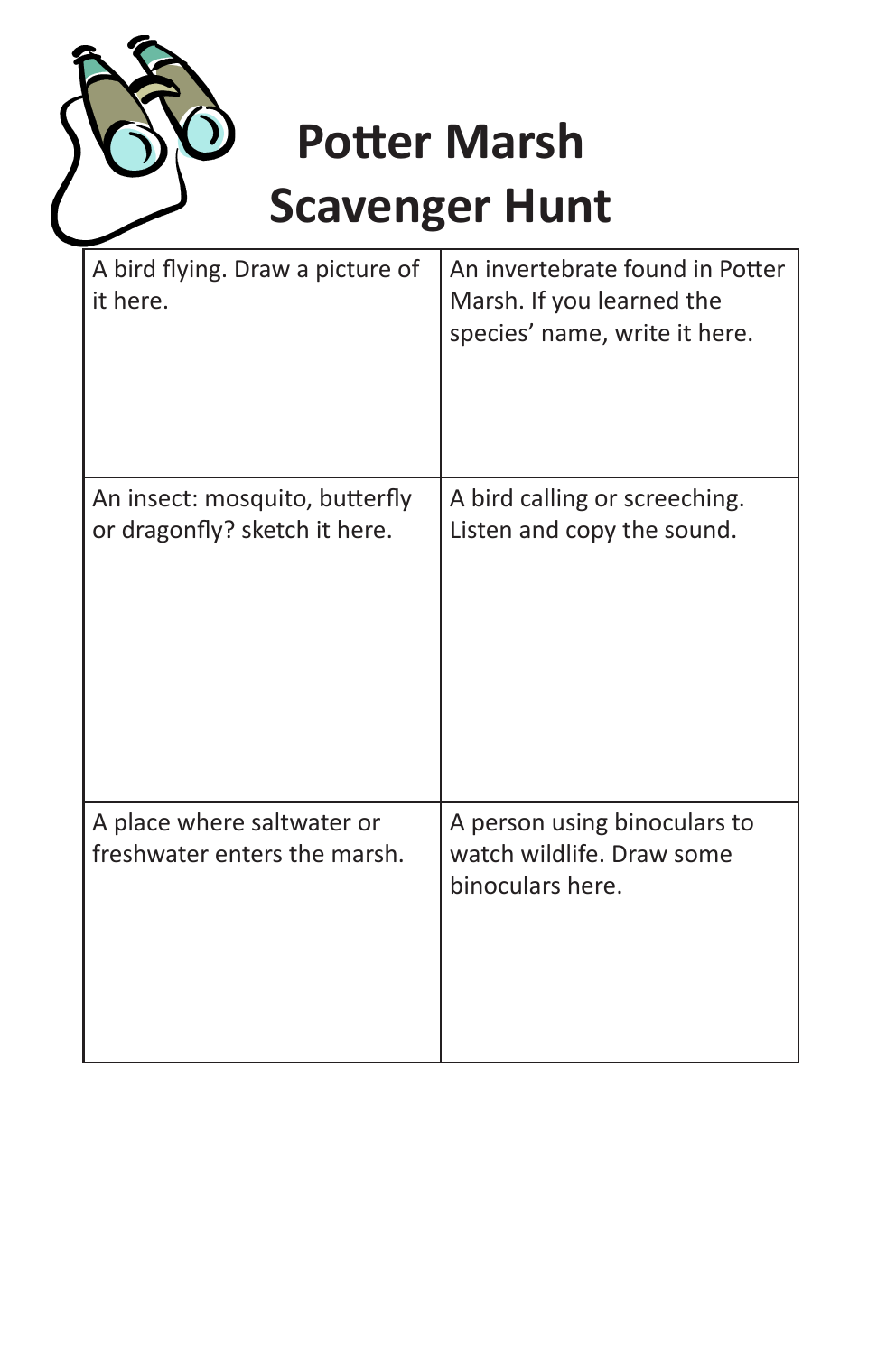# Potter Marsh Scavenger Hunt

| | |
|---|---|
| A bird flying. Draw a picture of it here. | An invertebrate found in Potter Marsh. If you learned the species' name, write it here. |
| An insect: mosquito, butterfly or dragonfly? sketch it here. | A bird calling or screeching. Listen and copy the sound. |
| A place where saltwater or freshwater enters the marsh. | A person using binoculars to watch wildlife. Draw some binoculars here. |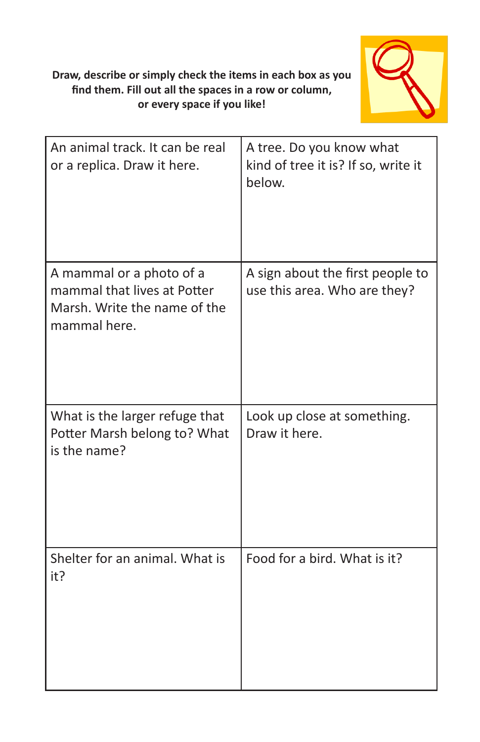**Draw, describe or simply check the items in each box as you find them. Fill out all the spaces in a row or column, or every space if you like!**

| | |
|---|---|
| An animal track. It can be real or a replica. Draw it here. | A tree. Do you know what kind of tree it is? If so, write it below. |
| A mammal or a photo of a mammal that lives at Potter Marsh. Write the name of the mammal here. | A sign about the first people to use this area. Who are they? |
| What is the larger refuge that Potter Marsh belong to? What is the name? | Look up close at something. Draw it here. |
| Shelter for an animal. What is it? | Food for a bird. What is it? |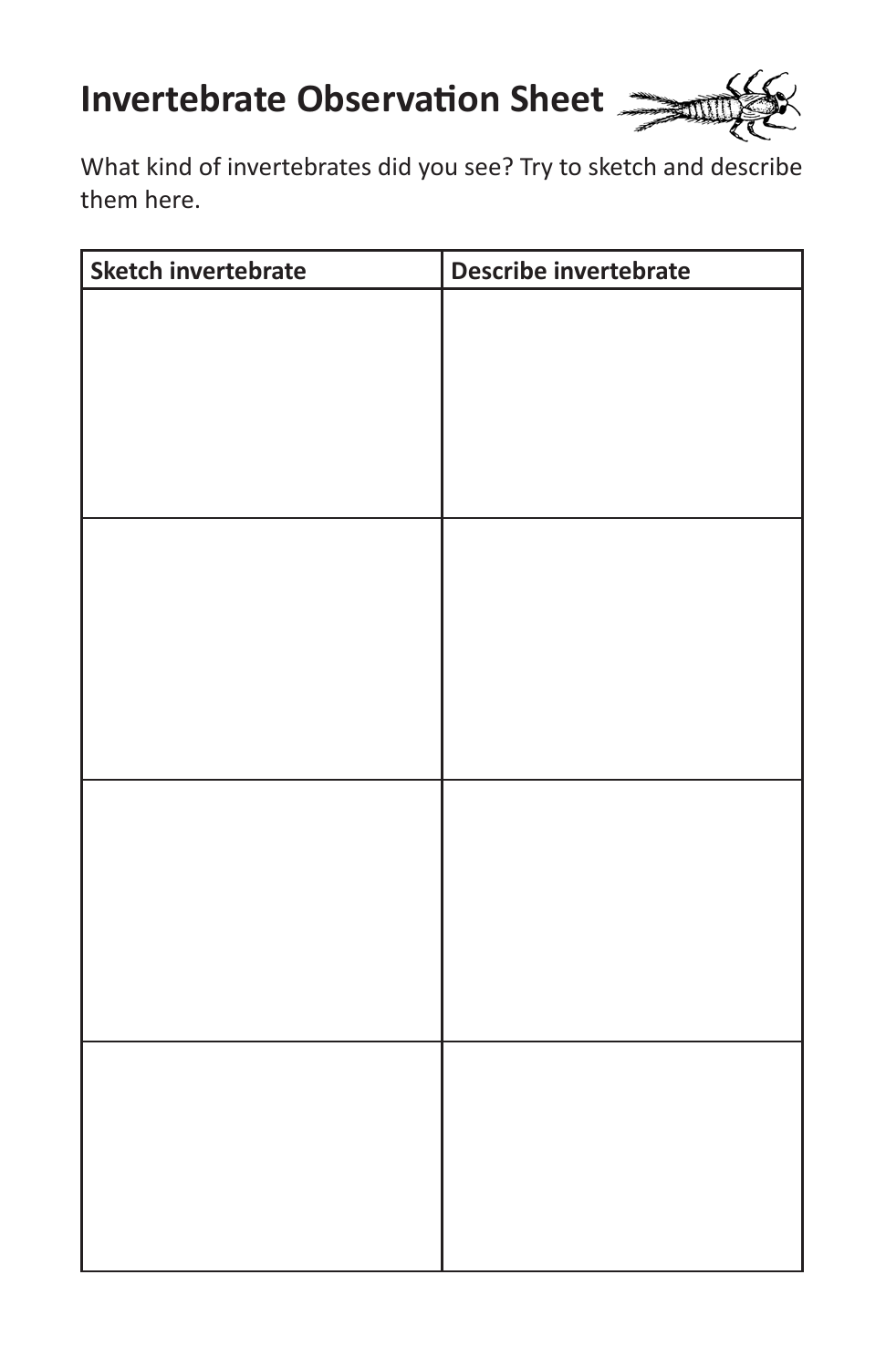# Invertebrate Observation Sheet

What kind of invertebrates did you see? Try to sketch and describe them here.

| Sketch invertebrate | Describe invertebrate |
| --- | --- |
| | |
| | |
| | |
| | |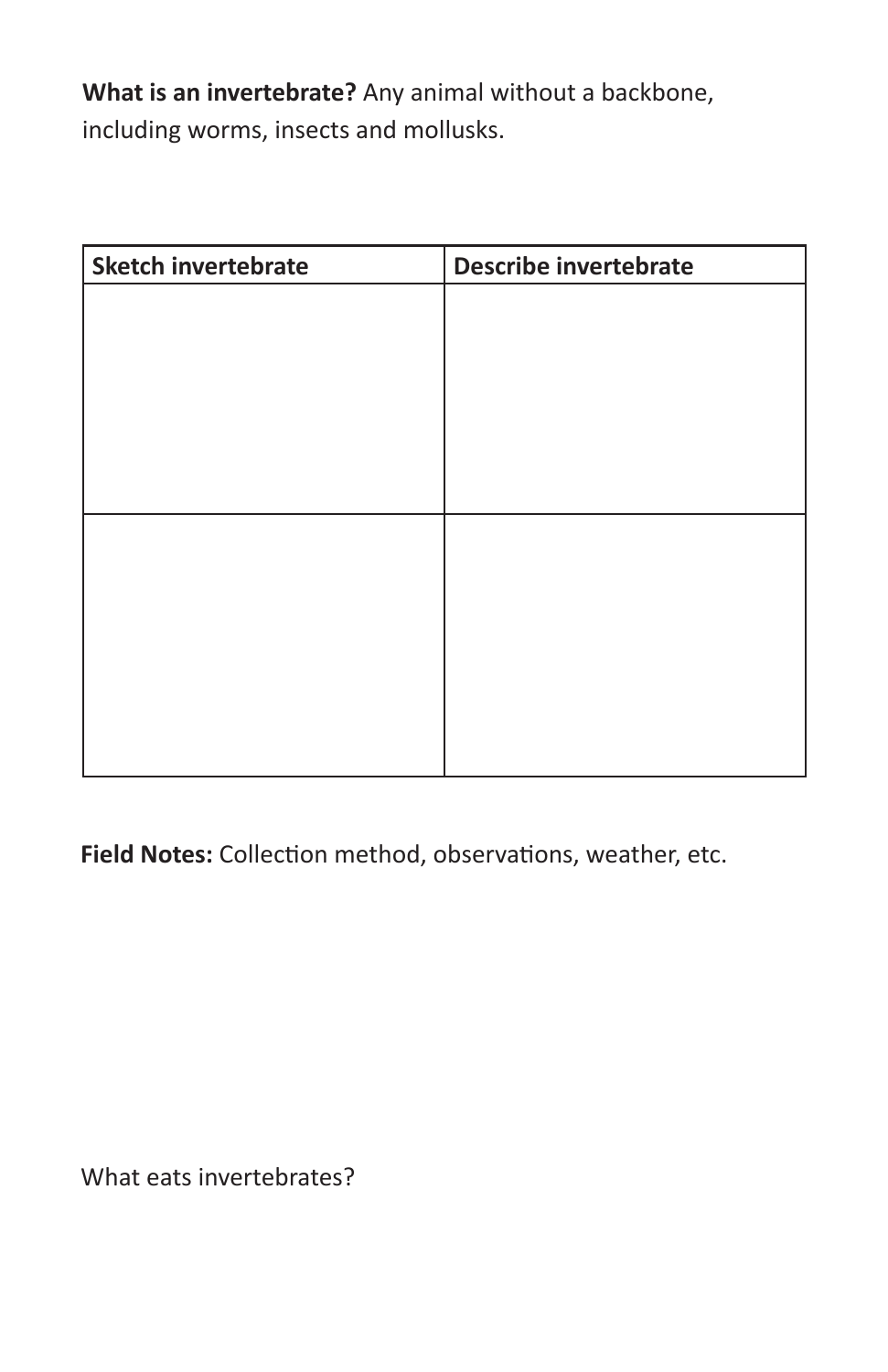**What is an invertebrate?** Any animal without a backbone, including worms, insects and mollusks.

| Sketch invertebrate | Describe invertebrate |
| --- | --- |
| | |
| | |

**Field Notes:** Collection method, observations, weather, etc.

What eats invertebrates?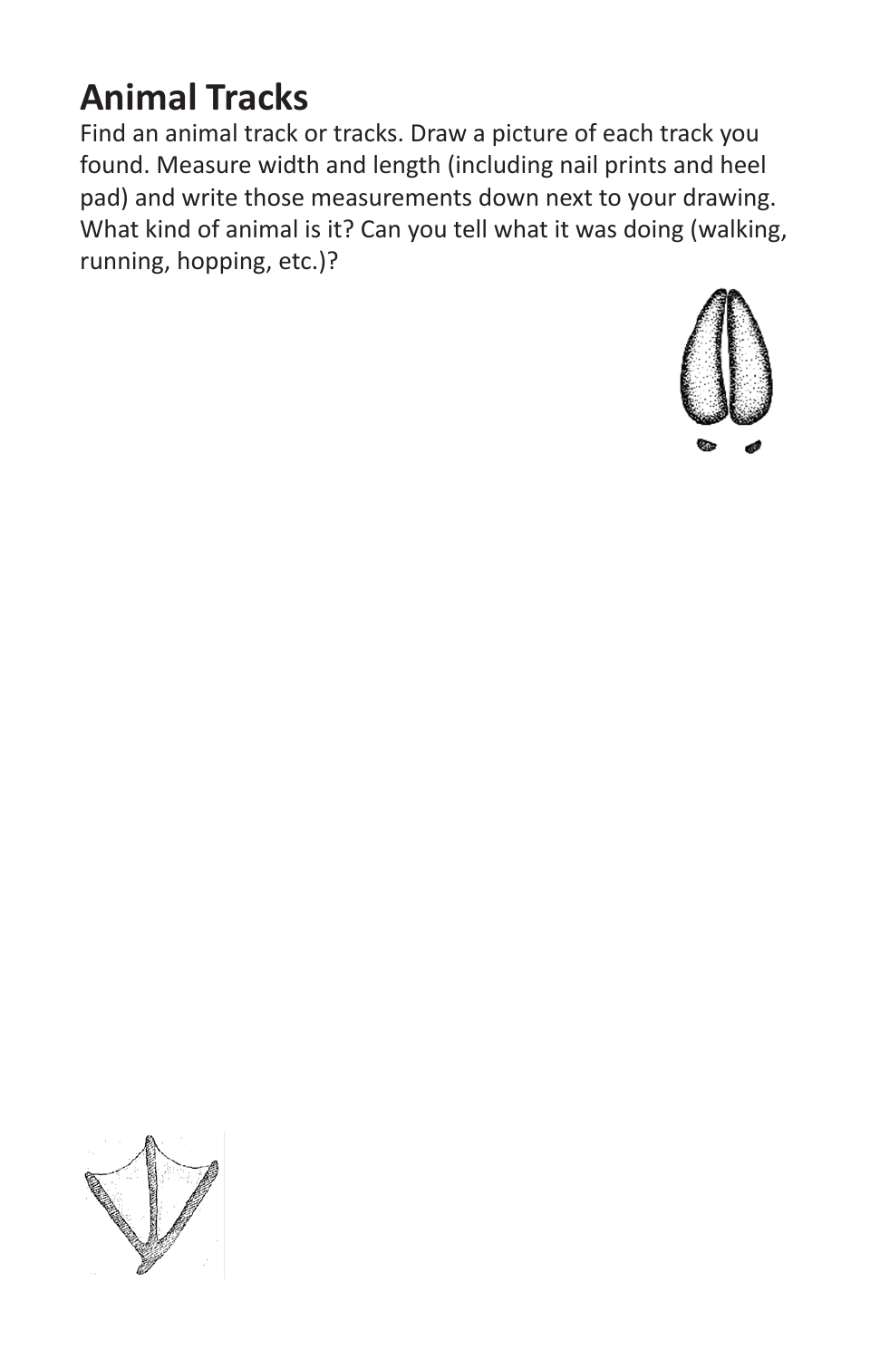# Animal Tracks

Find an animal track or tracks. Draw a picture of each track you found. Measure width and length (including nail prints and heel pad) and write those measurements down next to your drawing. What kind of animal is it? Can you tell what it was doing (walking, running, hopping, etc.)?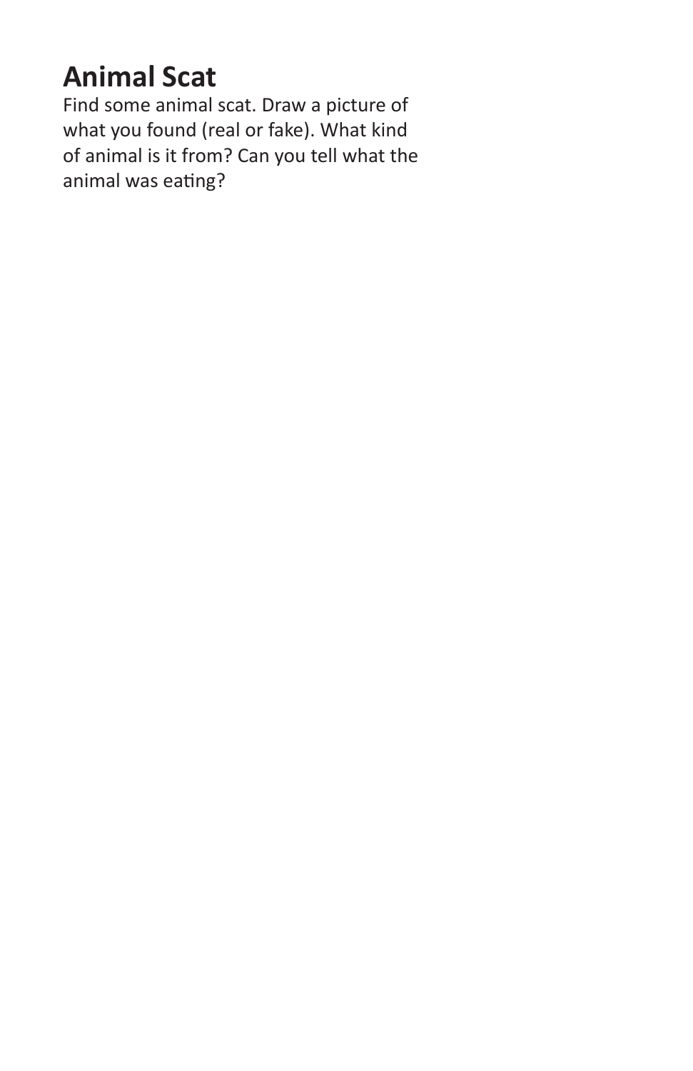## Animal Scat

Find some animal scat. Draw a picture of what you found (real or fake). What kind of animal is it from? Can you tell what the animal was eating?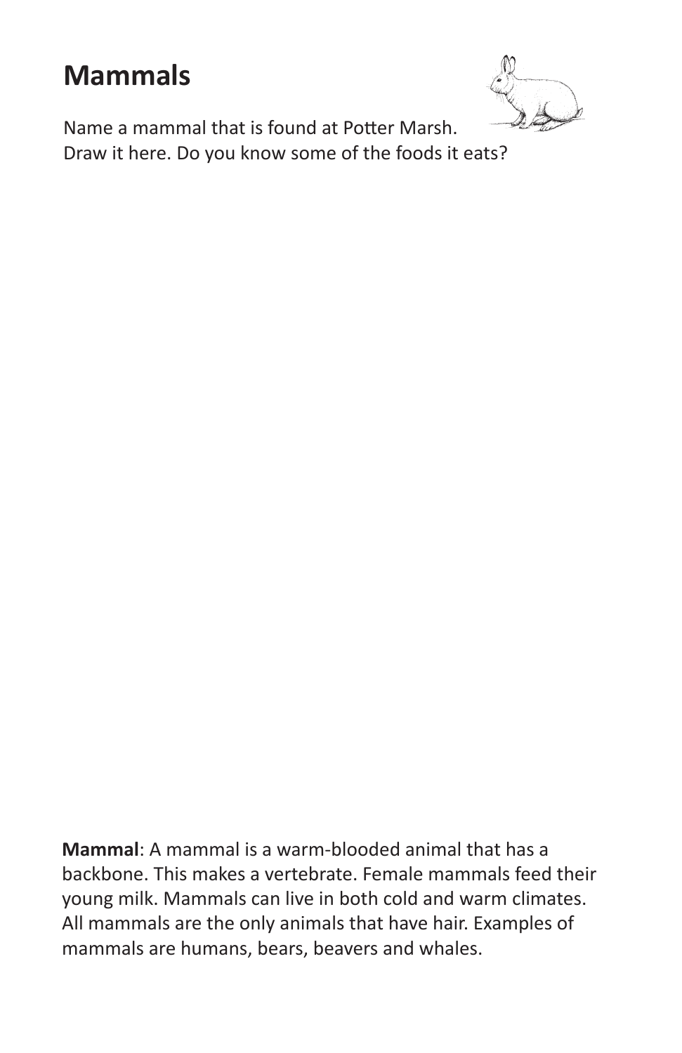# Mammals

Name a mammal that is found at Potter Marsh.
Draw it here. Do you know some of the foods it eats?

**Mammal**: A mammal is a warm-blooded animal that has a backbone. This makes a vertebrate. Female mammals feed their young milk. Mammals can live in both cold and warm climates. All mammals are the only animals that have hair. Examples of mammals are humans, bears, beavers and whales.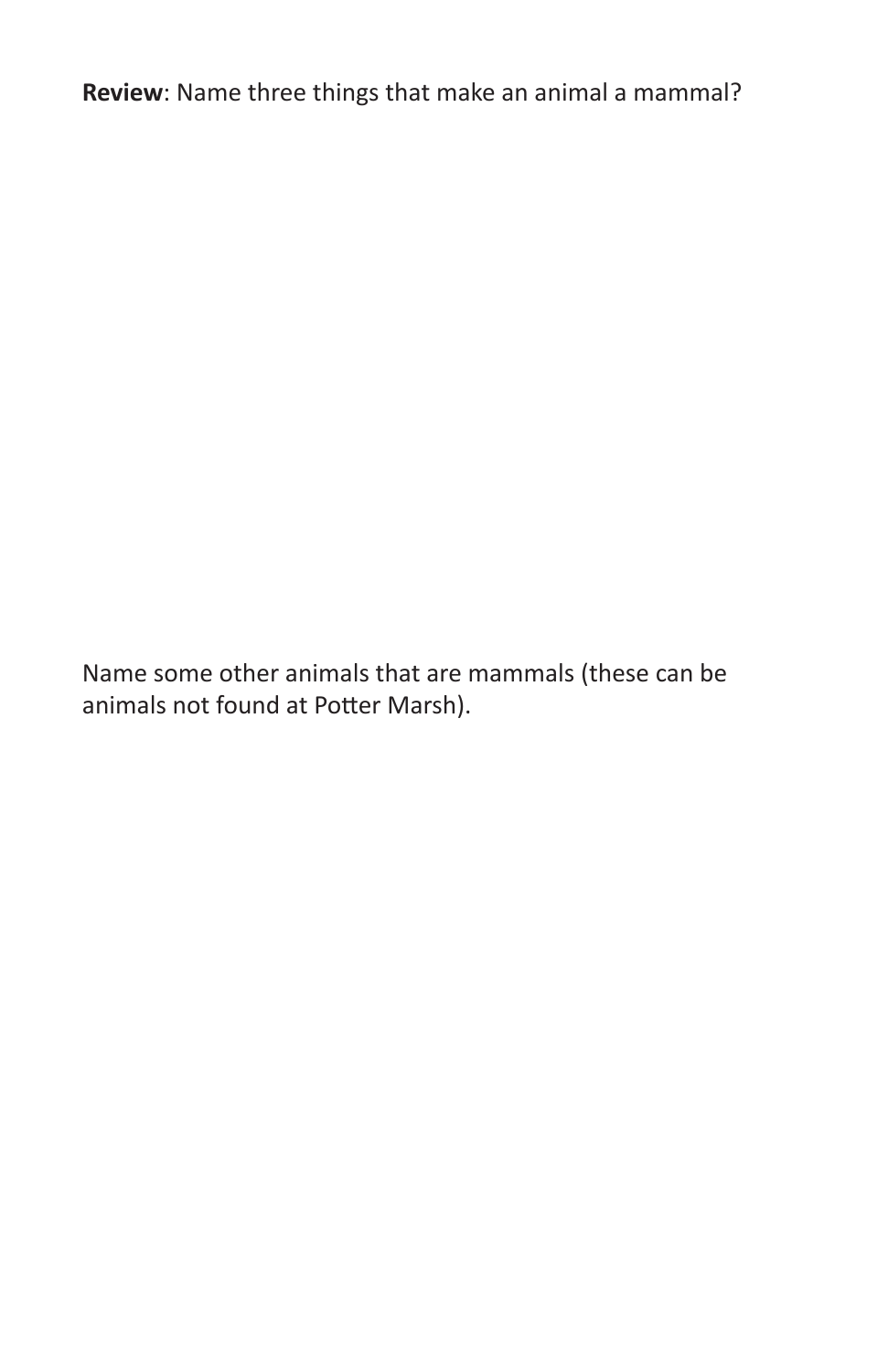**Review**: Name three things that make an animal a mammal?

Name some other animals that are mammals (these can be animals not found at Potter Marsh).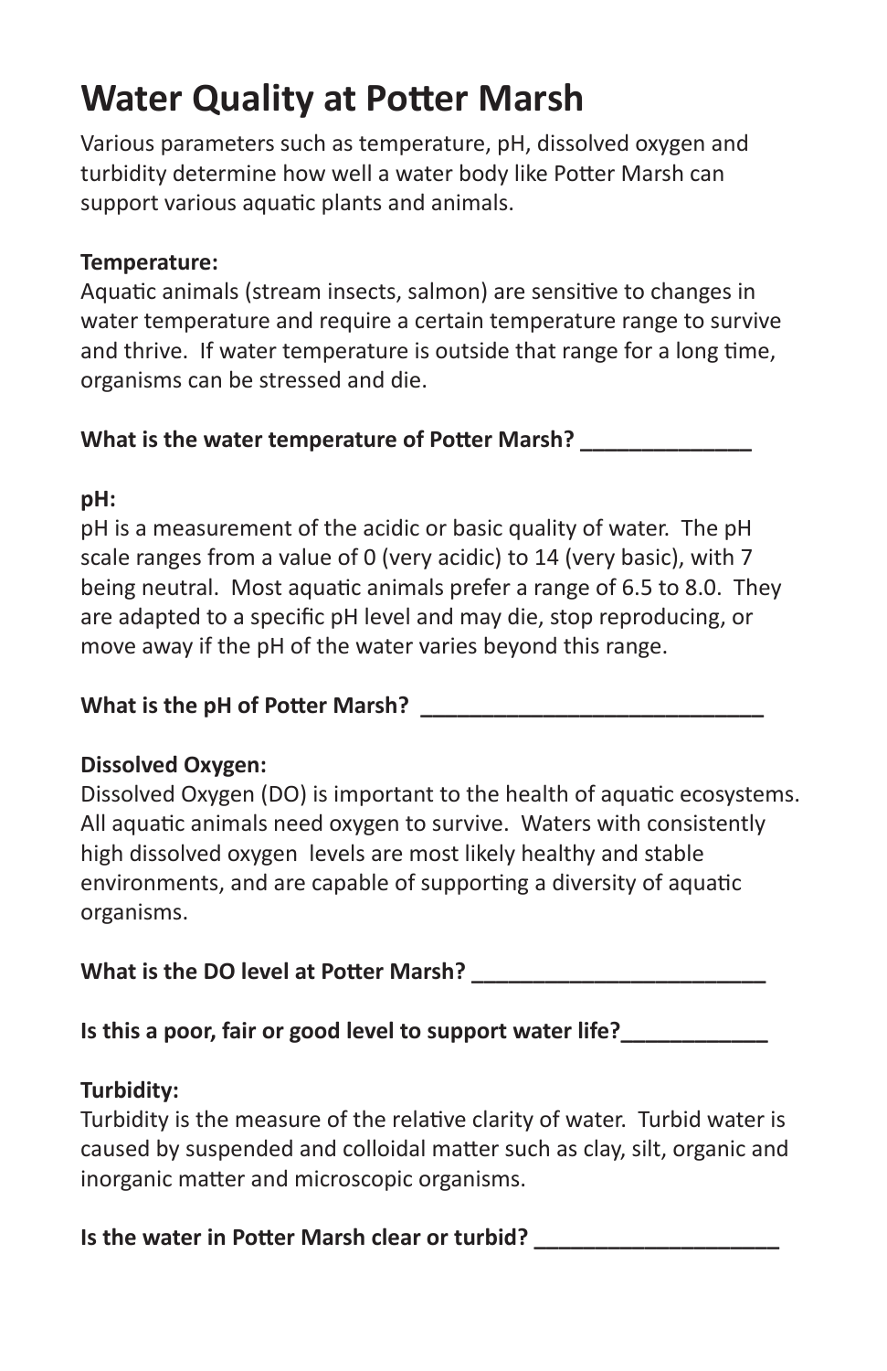# Water Quality at Potter Marsh

Various parameters such as temperature, pH, dissolved oxygen and turbidity determine how well a water body like Potter Marsh can support various aquatic plants and animals.

**Temperature:**

Aquatic animals (stream insects, salmon) are sensitive to changes in water temperature and require a certain temperature range to survive and thrive. If water temperature is outside that range for a long time, organisms can be stressed and die.

**What is the water temperature of Potter Marsh? ______________**

**pH:**

pH is a measurement of the acidic or basic quality of water. The pH scale ranges from a value of 0 (very acidic) to 14 (very basic), with 7 being neutral. Most aquatic animals prefer a range of 6.5 to 8.0. They are adapted to a specific pH level and may die, stop reproducing, or move away if the pH of the water varies beyond this range.

**What is the pH of Potter Marsh? _____________________________**

**Dissolved Oxygen:**

Dissolved Oxygen (DO) is important to the health of aquatic ecosystems. All aquatic animals need oxygen to survive. Waters with consistently high dissolved oxygen levels are most likely healthy and stable environments, and are capable of supporting a diversity of aquatic organisms.

**What is the DO level at Potter Marsh? _________________________**

**Is this a poor, fair or good level to support water life?____________**

**Turbidity:**

Turbidity is the measure of the relative clarity of water. Turbid water is caused by suspended and colloidal matter such as clay, silt, organic and inorganic matter and microscopic organisms.

**Is the water in Potter Marsh clear or turbid? ____________________**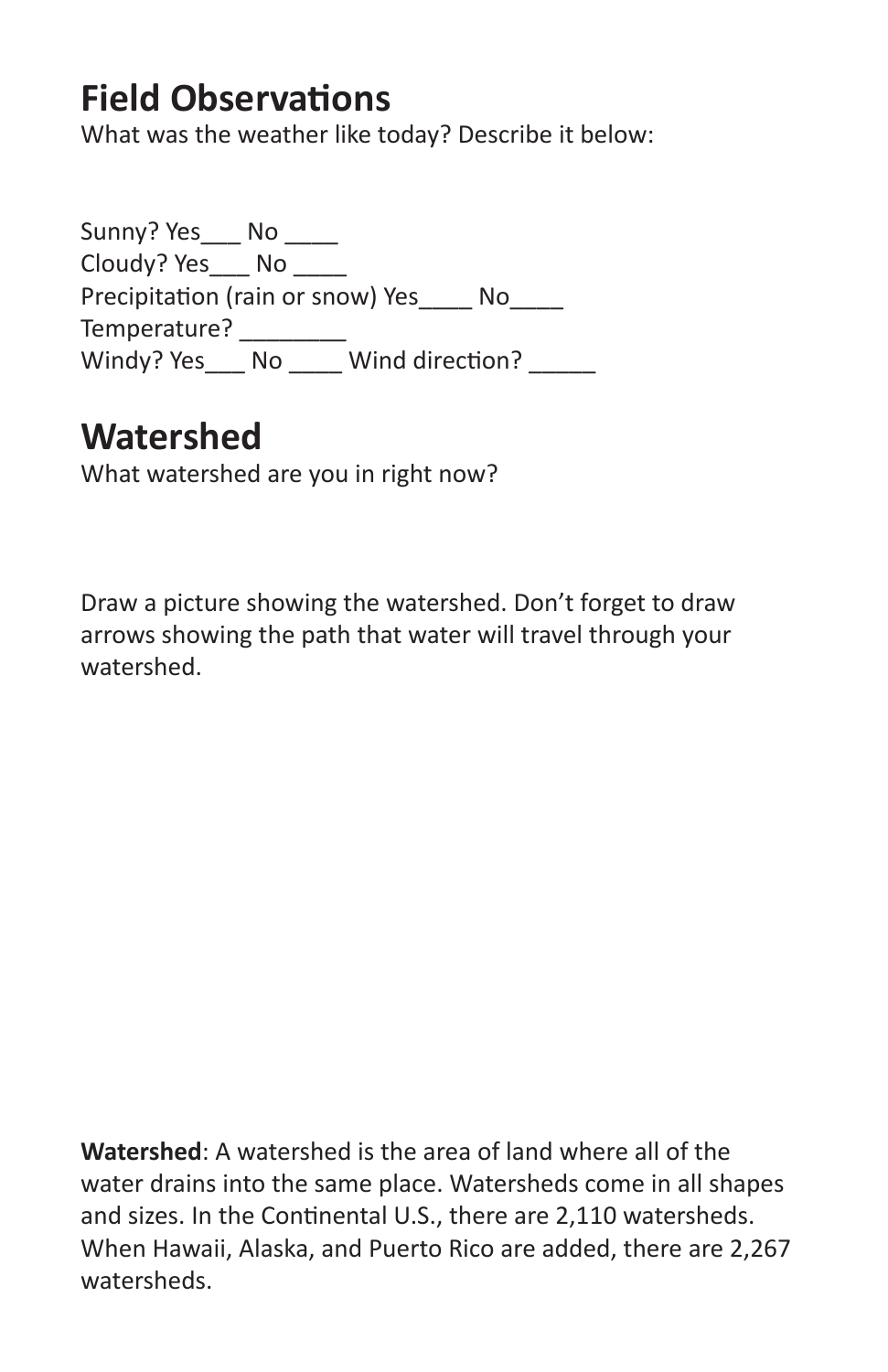## Field Observations

What was the weather like today? Describe it below:

Sunny? Yes___ No ____
Cloudy? Yes___ No ____
Precipitation (rain or snow) Yes____ No____
Temperature? ________
Windy? Yes___ No ____ Wind direction? _____

## Watershed

What watershed are you in right now?

Draw a picture showing the watershed. Don't forget to draw arrows showing the path that water will travel through your watershed.

**Watershed**: A watershed is the area of land where all of the water drains into the same place. Watersheds come in all shapes and sizes. In the Continental U.S., there are 2,110 watersheds. When Hawaii, Alaska, and Puerto Rico are added, there are 2,267 watersheds.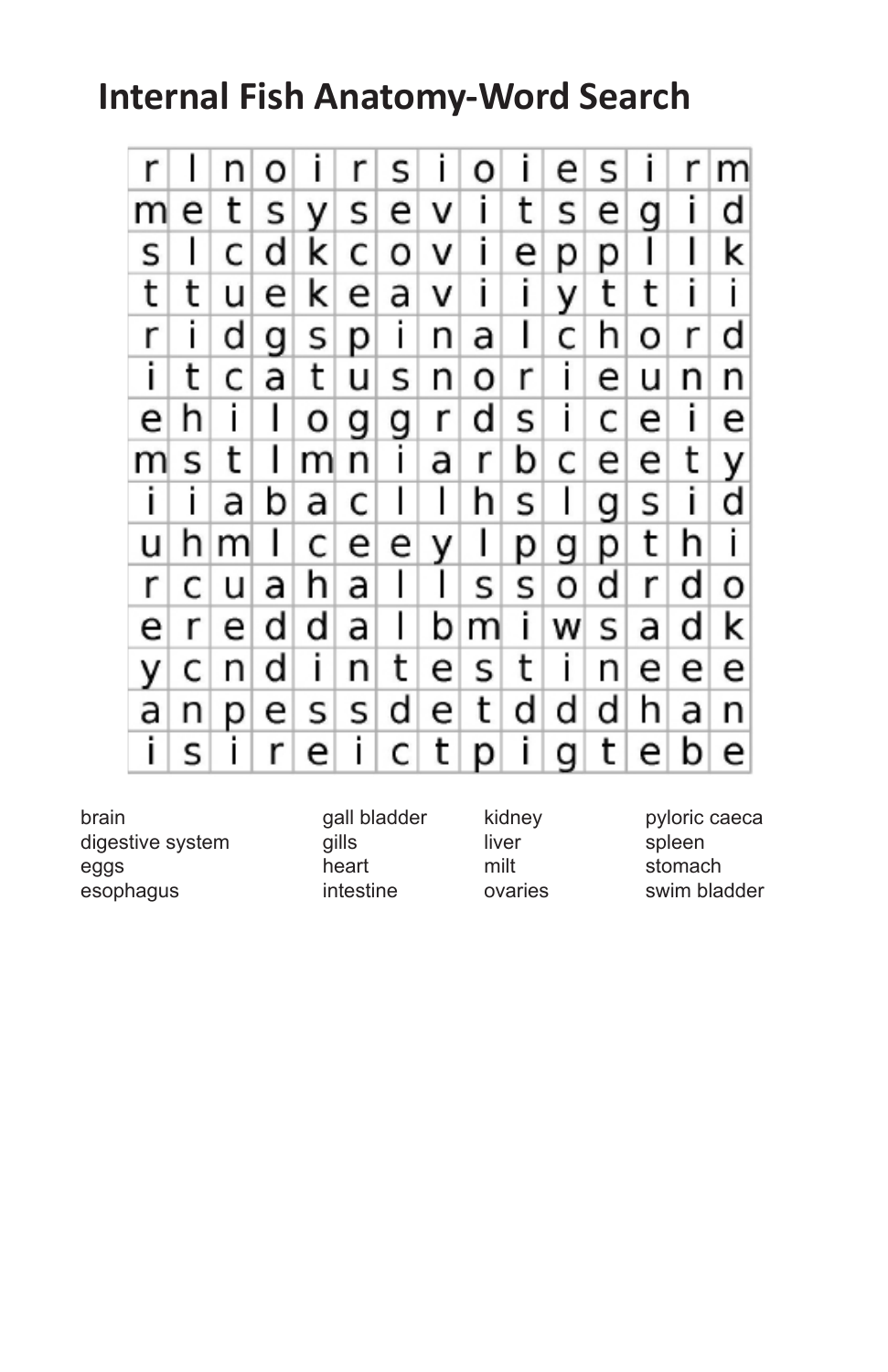# Internal Fish Anatomy-Word Search

| | | | | | | | | | | | | | | |
|---|---|---|---|---|---|---|---|---|---|---|---|---|---|---|
| r | l | n | o | i | r | s | i | o | i | e | s | i | r | m |
| m | e | t | s | y | s | e | v | i | t | s | e | g | i | d |
| s | l | c | d | k | c | o | v | i | e | p | p | l | l | k |
| t | t | u | e | k | e | a | v | i | i | y | t | t | i | i |
| r | i | d | g | s | p | i | n | a | l | c | h | o | r | d |
| i | t | c | a | t | u | s | n | o | r | i | e | u | n | n |
| e | h | i | l | o | g | g | r | d | s | i | c | e | i | e |
| m | s | t | l | m | n | i | a | r | b | c | e | e | t | y |
| i | i | a | b | a | c | l | l | h | s | l | g | s | i | d |
| u | h | m | l | c | e | e | y | l | p | g | p | t | h | i |
| r | c | u | a | h | a | l | l | s | s | o | d | r | d | o |
| e | r | e | d | d | a | l | b | m | i | w | s | a | d | k |
| y | c | n | d | i | n | t | e | s | t | i | n | e | e | e |
| a | n | p | e | s | s | d | e | t | d | d | h | a | n | n |
| i | s | i | r | e | i | c | t | p | i | g | t | e | b | e |

brain
digestive system
eggs
esophagus
gall bladder
gills
heart
intestine
kidney
liver
milt
ovaries
pyloric caeca
spleen
stomach
swim bladder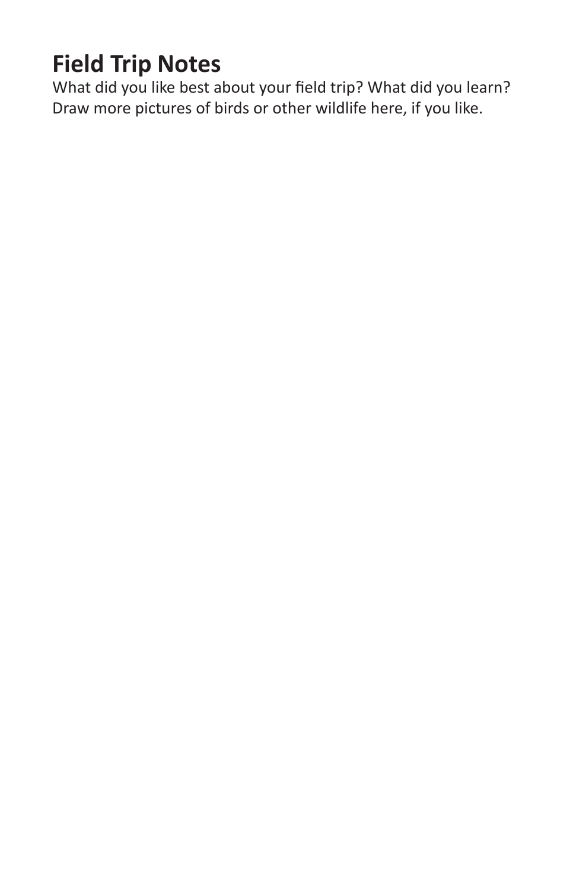# Field Trip Notes

What did you like best about your field trip? What did you learn? Draw more pictures of birds or other wildlife here, if you like.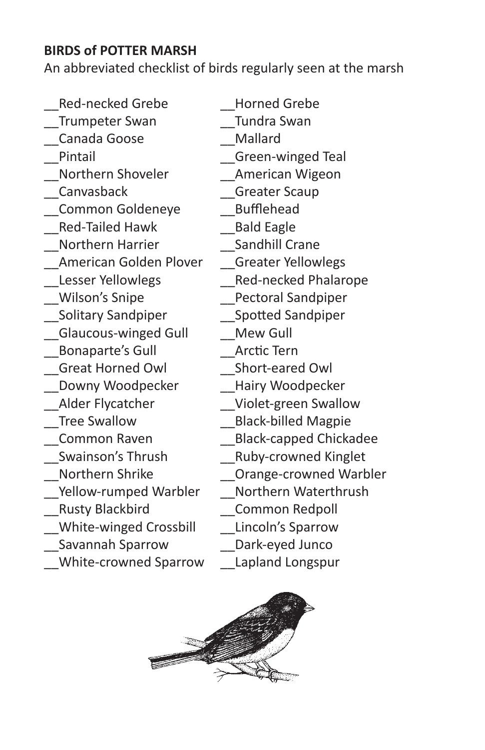**BIRDS of POTTER MARSH**

An abbreviated checklist of birds regularly seen at the marsh

__Red-necked Grebe
__Trumpeter Swan
__Canada Goose
__Pintail
__Northern Shoveler
__Canvasback
__Common Goldeneye
__Red-Tailed Hawk
__Northern Harrier
__American Golden Plover
__Lesser Yellowlegs
__Wilson's Snipe
__Solitary Sandpiper
__Glaucous-winged Gull
__Bonaparte's Gull
__Great Horned Owl
__Downy Woodpecker
__Alder Flycatcher
__Tree Swallow
__Common Raven
__Swainson's Thrush
__Northern Shrike
__Yellow-rumped Warbler
__Rusty Blackbird
__White-winged Crossbill
__Savannah Sparrow
__White-crowned Sparrow
__Horned Grebe
__Tundra Swan
__Mallard
__Green-winged Teal
__American Wigeon
__Greater Scaup
__Bufflehead
__Bald Eagle
__Sandhill Crane
__Greater Yellowlegs
__Red-necked Phalarope
__Pectoral Sandpiper
__Spotted Sandpiper
__Mew Gull
__Arctic Tern
__Short-eared Owl
__Hairy Woodpecker
__Violet-green Swallow
__Black-billed Magpie
__Black-capped Chickadee
__Ruby-crowned Kinglet
__Orange-crowned Warbler
__Northern Waterthrush
__Common Redpoll
__Lincoln's Sparrow
__Dark-eyed Junco
__Lapland Longspur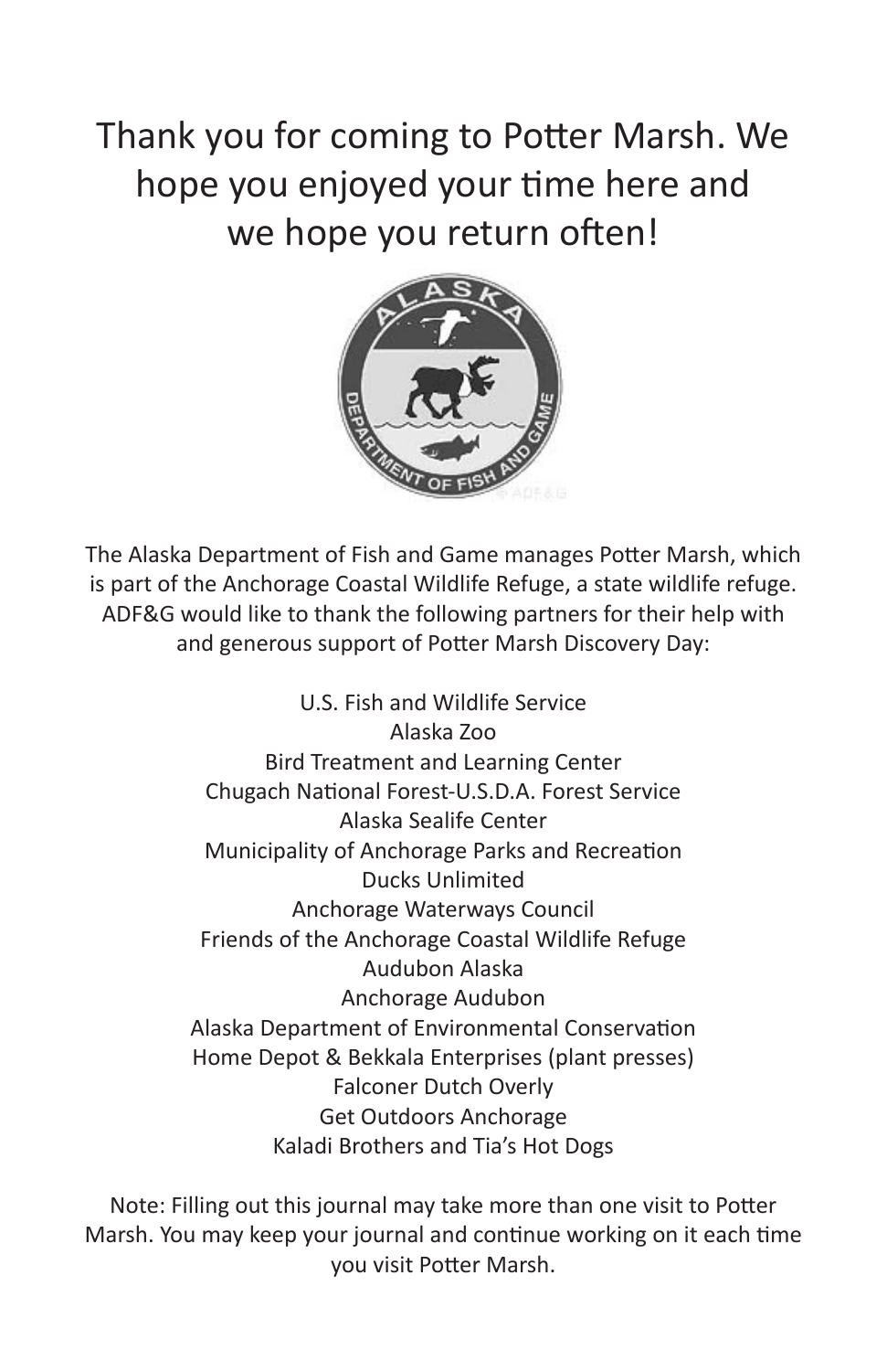# Thank you for coming to Potter Marsh. We hope you enjoyed your time here and we hope you return often!

The Alaska Department of Fish and Game manages Potter Marsh, which is part of the Anchorage Coastal Wildlife Refuge, a state wildlife refuge. ADF&G would like to thank the following partners for their help with and generous support of Potter Marsh Discovery Day:

U.S. Fish and Wildlife Service
Alaska Zoo
Bird Treatment and Learning Center
Chugach National Forest-U.S.D.A. Forest Service
Alaska Sealife Center
Municipality of Anchorage Parks and Recreation
Ducks Unlimited
Anchorage Waterways Council
Friends of the Anchorage Coastal Wildlife Refuge
Audubon Alaska
Anchorage Audubon
Alaska Department of Environmental Conservation
Home Depot & Bekkala Enterprises (plant presses)
Falconer Dutch Overly
Get Outdoors Anchorage
Kaladi Brothers and Tia's Hot Dogs

Note: Filling out this journal may take more than one visit to Potter Marsh. You may keep your journal and continue working on it each time you visit Potter Marsh.